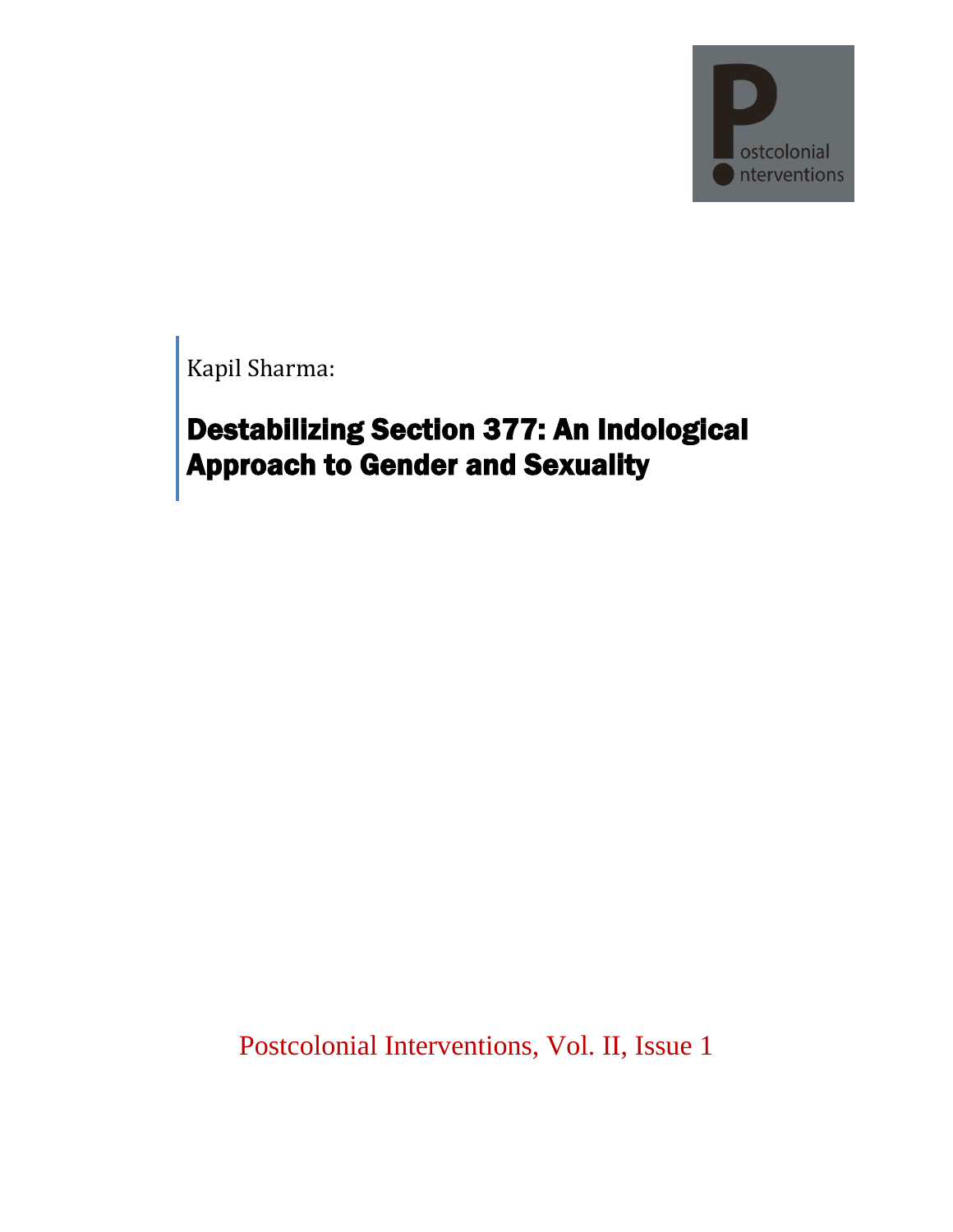Kapil Sharma:

# Destabilizing Section 377: An Indological Approach to Gender and Sexuality

Postcolonial Interventions, Vol. II, Issue 1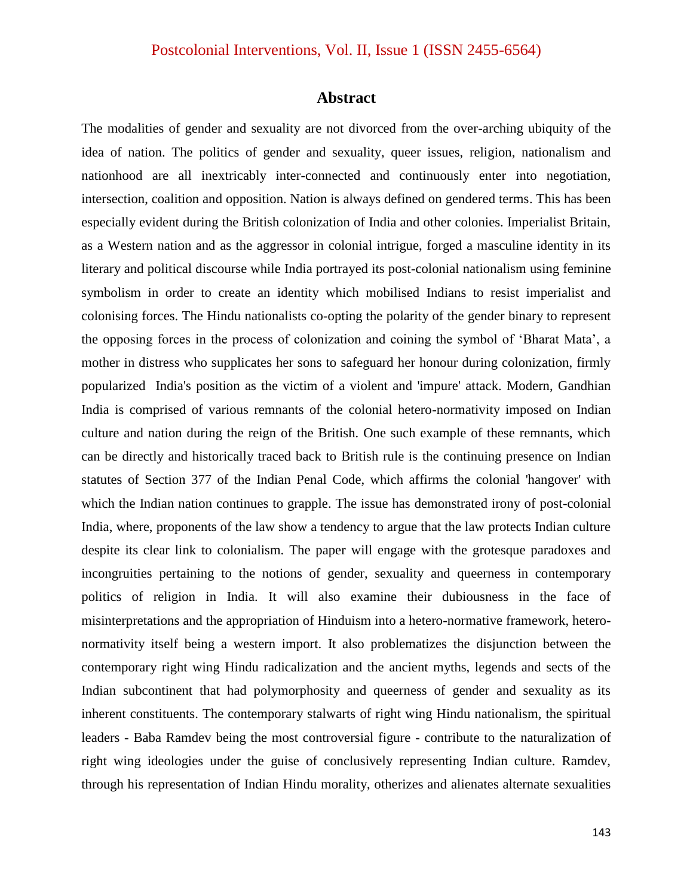## Abstract

The modalities of gender and sexuality are not divorced from the over-arching ubiquity of the idea of nation. The politics of gender and sexuality, queer issues, religion, nationalism and nationhood are all inextricably inter-connected and continuously enter into negotiation, intersection, coalition and opposition. Nation is always defined on gendered terms. This has been especially evident during the British colonization of India and other colonies. Imperialist Britain, as a Western nation and as the aggressor in colonial intrigue, forged a masculine identity in its literary and political discourse while India portrayed its post-colonial nationalism using feminine symbolism in order to create an identity which mobilised Indians to resist imperialist and colonising forces. The Hindu nationalists co-opting the polarity of the gender binary to represent the opposing forces in the process of colonization and coining the symbol of 'Bharat Mata', a mother in distress who supplicates her sons to safeguard her honour during colonization, firmly popularized India's position as the victim of a violent and 'impure' attack. Modern, Gandhian India is comprised of various remnants of the colonial hetero-normativity imposed on Indian culture and nation during the reign of the British. One such example of these remnants, which can be directly and historically traced back to British rule is the continuing presence on Indian statutes of Section 377 of the Indian Penal Code, which affirms the colonial 'hangover' with which the Indian nation continues to grapple. The issue has demonstrated irony of post-colonial India, where, proponents of the law show a tendency to argue that the law protects Indian culture despite its clear link to colonialism. The paper will engage with the grotesque paradoxes and incongruities pertaining to the notions of gender, sexuality and queerness in contemporary politics of religion in India. It will also examine their dubiousness in the face of misinterpretations and the appropriation of Hinduism into a hetero-normative framework, hetero-normativity itself being a western import. It also problematizes the disjunction between the contemporary right wing Hindu radicalization and the ancient myths, legends and sects of the Indian subcontinent that had polymorphosity and queerness of gender and sexuality as its inherent constituents. The contemporary stalwarts of right wing Hindu nationalism, the spiritual leaders - Baba Ramdev being the most controversial figure - contribute to the naturalization of right wing ideologies under the guise of conclusively representing Indian culture. Ramdev, through his representation of Indian Hindu morality, otherizes and alienates alternate sexualities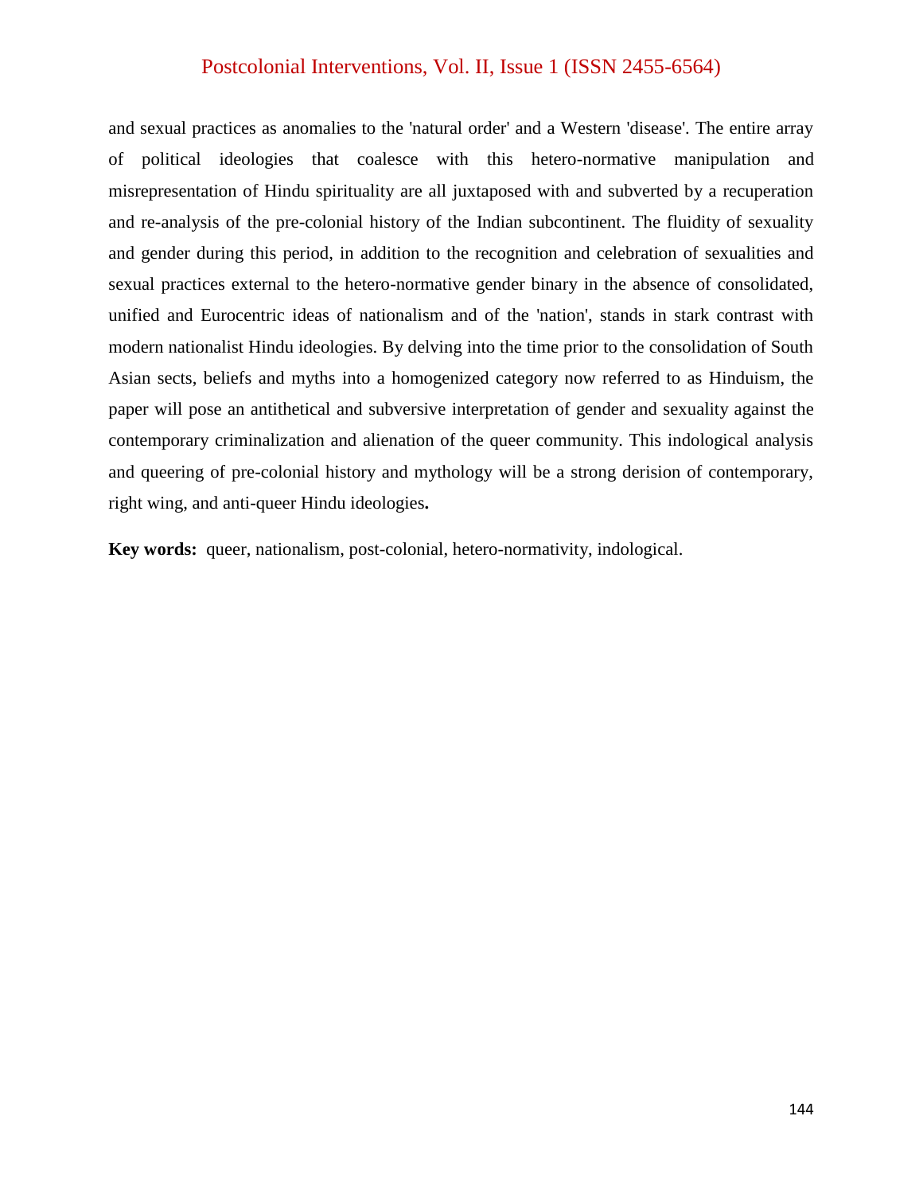and sexual practices as anomalies to the 'natural order' and a Western 'disease'. The entire array of political ideologies that coalesce with this hetero-normative manipulation and misrepresentation of Hindu spirituality are all juxtaposed with and subverted by a recuperation and re-analysis of the pre-colonial history of the Indian subcontinent. The fluidity of sexuality and gender during this period, in addition to the recognition and celebration of sexualities and sexual practices external to the hetero-normative gender binary in the absence of consolidated, unified and Eurocentric ideas of nationalism and of the 'nation', stands in stark contrast with modern nationalist Hindu ideologies. By delving into the time prior to the consolidation of South Asian sects, beliefs and myths into a homogenized category now referred to as Hinduism, the paper will pose an antithetical and subversive interpretation of gender and sexuality against the contemporary criminalization and alienation of the queer community. This indological analysis and queering of pre-colonial history and mythology will be a strong derision of contemporary, right wing, and anti-queer Hindu ideologies**.**

**Key words:** queer, nationalism, post-colonial, hetero-normativity, indological.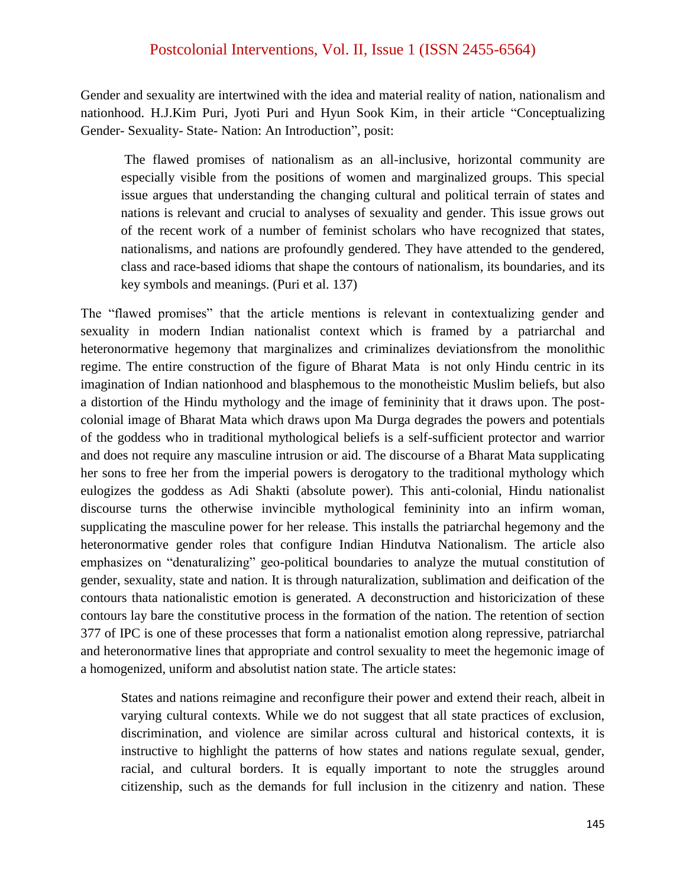Gender and sexuality are intertwined with the idea and material reality of nation, nationalism and nationhood. H.J.Kim Puri, Jyoti Puri and Hyun Sook Kim, in their article "Conceptualizing Gender- Sexuality- State- Nation: An Introduction", posit:

> The flawed promises of nationalism as an all-inclusive, horizontal community are especially visible from the positions of women and marginalized groups. This special issue argues that understanding the changing cultural and political terrain of states and nations is relevant and crucial to analyses of sexuality and gender. This issue grows out of the recent work of a number of feminist scholars who have recognized that states, nationalisms, and nations are profoundly gendered. They have attended to the gendered, class and race-based idioms that shape the contours of nationalism, its boundaries, and its key symbols and meanings. (Puri et al. 137)

The "flawed promises" that the article mentions is relevant in contextualizing gender and sexuality in modern Indian nationalist context which is framed by a patriarchal and heteronormative hegemony that marginalizes and criminalizes deviationsfrom the monolithic regime. The entire construction of the figure of Bharat Mata is not only Hindu centric in its imagination of Indian nationhood and blasphemous to the monotheistic Muslim beliefs, but also a distortion of the Hindu mythology and the image of femininity that it draws upon. The post-colonial image of Bharat Mata which draws upon Ma Durga degrades the powers and potentials of the goddess who in traditional mythological beliefs is a self-sufficient protector and warrior and does not require any masculine intrusion or aid. The discourse of a Bharat Mata supplicating her sons to free her from the imperial powers is derogatory to the traditional mythology which eulogizes the goddess as Adi Shakti (absolute power). This anti-colonial, Hindu nationalist discourse turns the otherwise invincible mythological femininity into an infirm woman, supplicating the masculine power for her release. This installs the patriarchal hegemony and the heteronormative gender roles that configure Indian Hindutva Nationalism. The article also emphasizes on "denaturalizing" geo-political boundaries to analyze the mutual constitution of gender, sexuality, state and nation. It is through naturalization, sublimation and deification of the contours thata nationalistic emotion is generated. A deconstruction and historicization of these contours lay bare the constitutive process in the formation of the nation. The retention of section 377 of IPC is one of these processes that form a nationalist emotion along repressive, patriarchal and heteronormative lines that appropriate and control sexuality to meet the hegemonic image of a homogenized, uniform and absolutist nation state. The article states:

> States and nations reimagine and reconfigure their power and extend their reach, albeit in varying cultural contexts. While we do not suggest that all state practices of exclusion, discrimination, and violence are similar across cultural and historical contexts, it is instructive to highlight the patterns of how states and nations regulate sexual, gender, racial, and cultural borders. It is equally important to note the struggles around citizenship, such as the demands for full inclusion in the citizenry and nation. These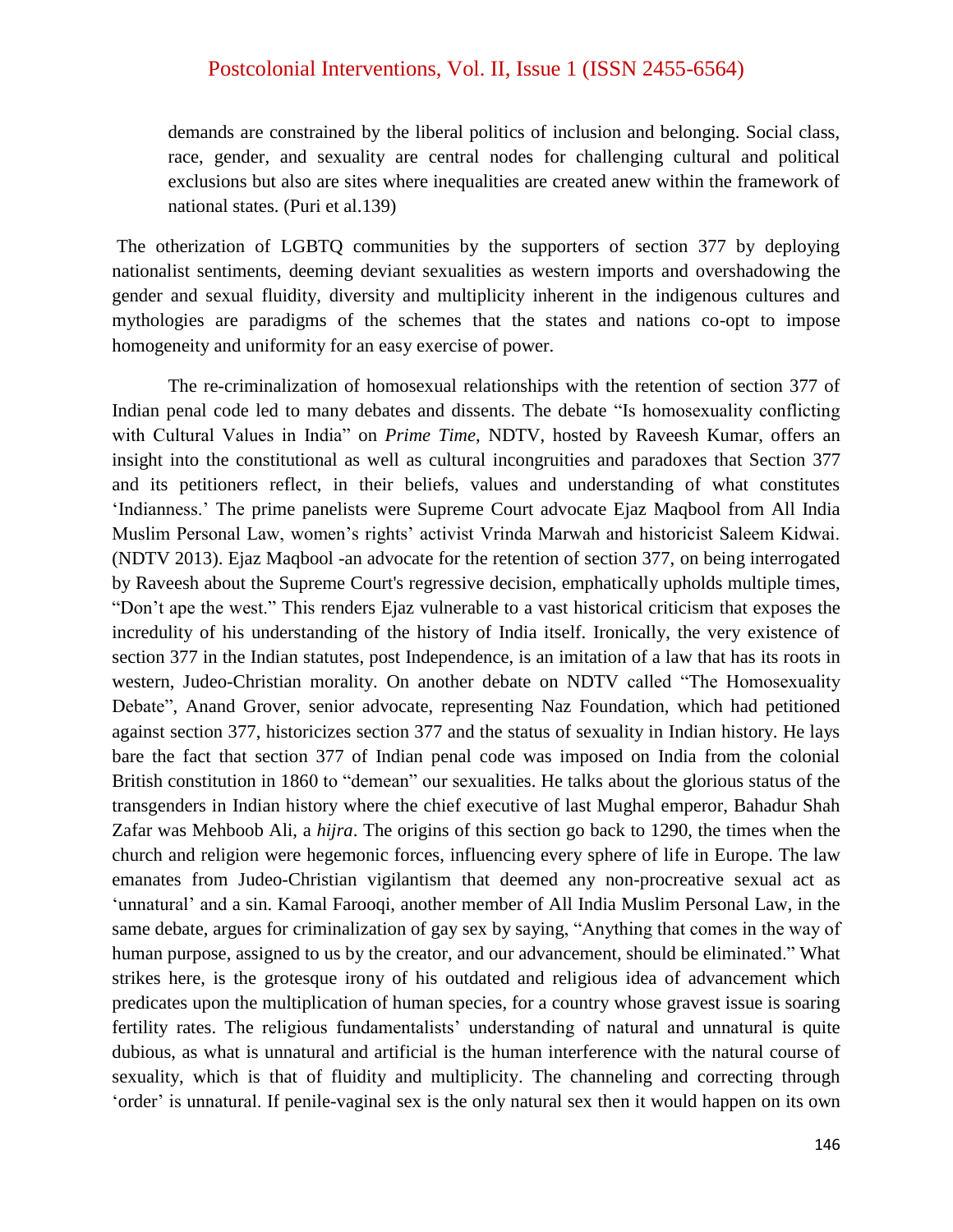> demands are constrained by the liberal politics of inclusion and belonging. Social class, race, gender, and sexuality are central nodes for challenging cultural and political exclusions but also are sites where inequalities are created anew within the framework of national states. (Puri et al.139)

The otherization of LGBTQ communities by the supporters of section 377 by deploying nationalist sentiments, deeming deviant sexualities as western imports and overshadowing the gender and sexual fluidity, diversity and multiplicity inherent in the indigenous cultures and mythologies are paradigms of the schemes that the states and nations co-opt to impose homogeneity and uniformity for an easy exercise of power.

The re-criminalization of homosexual relationships with the retention of section 377 of Indian penal code led to many debates and dissents. The debate "Is homosexuality conflicting with Cultural Values in India" on *Prime Time*, NDTV, hosted by Raveesh Kumar, offers an insight into the constitutional as well as cultural incongruities and paradoxes that Section 377 and its petitioners reflect, in their beliefs, values and understanding of what constitutes 'Indianness.' The prime panelists were Supreme Court advocate Ejaz Maqbool from All India Muslim Personal Law, women's rights' activist Vrinda Marwah and historicist Saleem Kidwai. (NDTV 2013). Ejaz Maqbool -an advocate for the retention of section 377, on being interrogated by Raveesh about the Supreme Court's regressive decision, emphatically upholds multiple times, "Don't ape the west." This renders Ejaz vulnerable to a vast historical criticism that exposes the incredulity of his understanding of the history of India itself. Ironically, the very existence of section 377 in the Indian statutes, post Independence, is an imitation of a law that has its roots in western, Judeo-Christian morality. On another debate on NDTV called "The Homosexuality Debate", Anand Grover, senior advocate, representing Naz Foundation, which had petitioned against section 377, historicizes section 377 and the status of sexuality in Indian history. He lays bare the fact that section 377 of Indian penal code was imposed on India from the colonial British constitution in 1860 to "demean" our sexualities. He talks about the glorious status of the transgenders in Indian history where the chief executive of last Mughal emperor, Bahadur Shah Zafar was Mehboob Ali, a *hijra*. The origins of this section go back to 1290, the times when the church and religion were hegemonic forces, influencing every sphere of life in Europe. The law emanates from Judeo-Christian vigilantism that deemed any non-procreative sexual act as 'unnatural' and a sin. Kamal Farooqi, another member of All India Muslim Personal Law, in the same debate, argues for criminalization of gay sex by saying, "Anything that comes in the way of human purpose, assigned to us by the creator, and our advancement, should be eliminated." What strikes here, is the grotesque irony of his outdated and religious idea of advancement which predicates upon the multiplication of human species, for a country whose gravest issue is soaring fertility rates. The religious fundamentalists' understanding of natural and unnatural is quite dubious, as what is unnatural and artificial is the human interference with the natural course of sexuality, which is that of fluidity and multiplicity. The channeling and correcting through 'order' is unnatural. If penile-vaginal sex is the only natural sex then it would happen on its own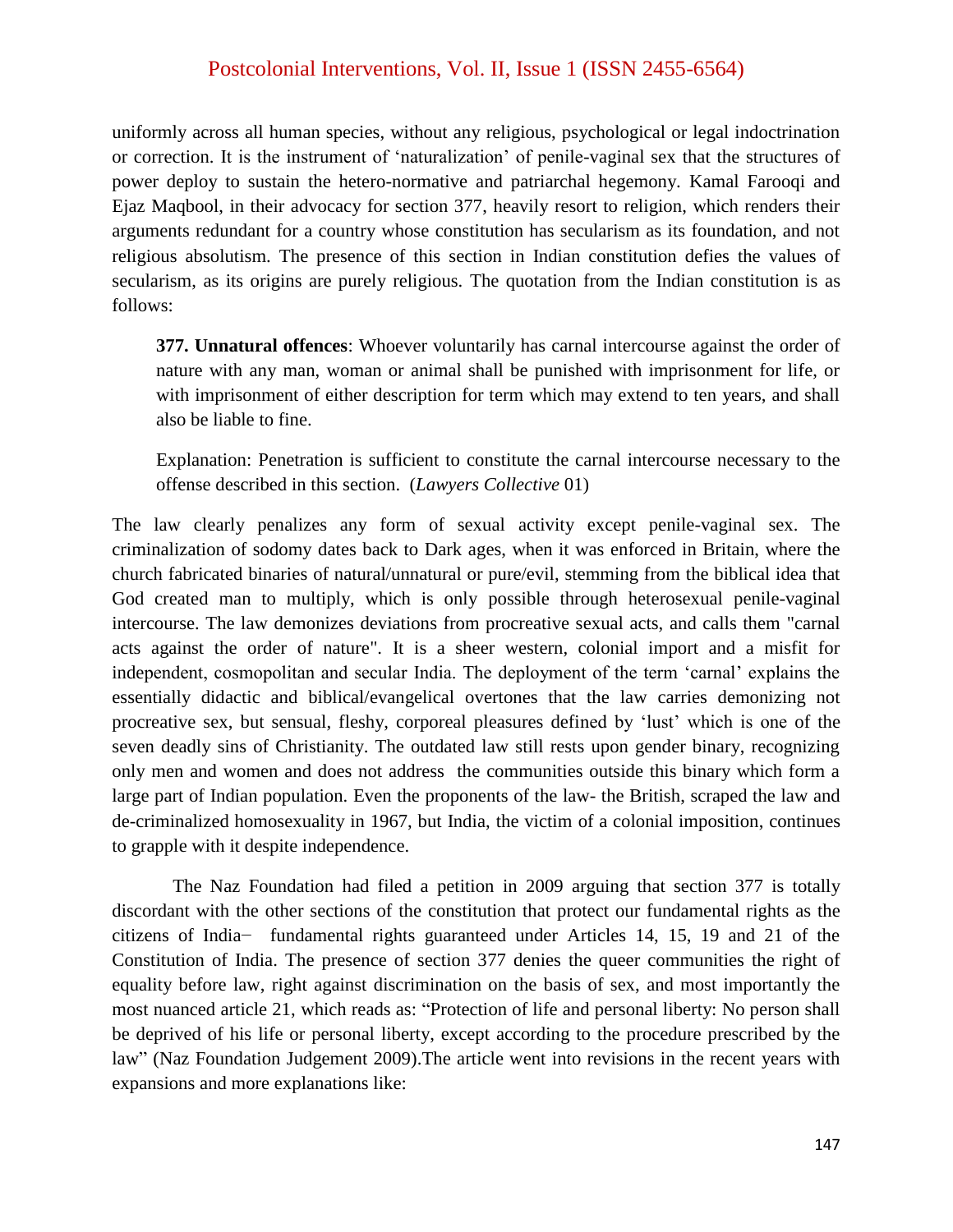uniformly across all human species, without any religious, psychological or legal indoctrination or correction. It is the instrument of 'naturalization' of penile-vaginal sex that the structures of power deploy to sustain the hetero-normative and patriarchal hegemony. Kamal Farooqi and Ejaz Maqbool, in their advocacy for section 377, heavily resort to religion, which renders their arguments redundant for a country whose constitution has secularism as its foundation, and not religious absolutism. The presence of this section in Indian constitution defies the values of secularism, as its origins are purely religious. The quotation from the Indian constitution is as follows:

> **377. Unnatural offences**: Whoever voluntarily has carnal intercourse against the order of nature with any man, woman or animal shall be punished with imprisonment for life, or with imprisonment of either description for term which may extend to ten years, and shall also be liable to fine.
>
> Explanation: Penetration is sufficient to constitute the carnal intercourse necessary to the offense described in this section. (*Lawyers Collective* 01)

The law clearly penalizes any form of sexual activity except penile-vaginal sex. The criminalization of sodomy dates back to Dark ages, when it was enforced in Britain, where the church fabricated binaries of natural/unnatural or pure/evil, stemming from the biblical idea that God created man to multiply, which is only possible through heterosexual penile-vaginal intercourse. The law demonizes deviations from procreative sexual acts, and calls them "carnal acts against the order of nature". It is a sheer western, colonial import and a misfit for independent, cosmopolitan and secular India. The deployment of the term 'carnal' explains the essentially didactic and biblical/evangelical overtones that the law carries demonizing not procreative sex, but sensual, fleshy, corporeal pleasures defined by 'lust' which is one of the seven deadly sins of Christianity. The outdated law still rests upon gender binary, recognizing only men and women and does not address the communities outside this binary which form a large part of Indian population. Even the proponents of the law- the British, scraped the law and de-criminalized homosexuality in 1967, but India, the victim of a colonial imposition, continues to grapple with it despite independence.

The Naz Foundation had filed a petition in 2009 arguing that section 377 is totally discordant with the other sections of the constitution that protect our fundamental rights as the citizens of India− fundamental rights guaranteed under Articles 14, 15, 19 and 21 of the Constitution of India. The presence of section 377 denies the queer communities the right of equality before law, right against discrimination on the basis of sex, and most importantly the most nuanced article 21, which reads as: "Protection of life and personal liberty: No person shall be deprived of his life or personal liberty, except according to the procedure prescribed by the law" (Naz Foundation Judgement 2009).The article went into revisions in the recent years with expansions and more explanations like: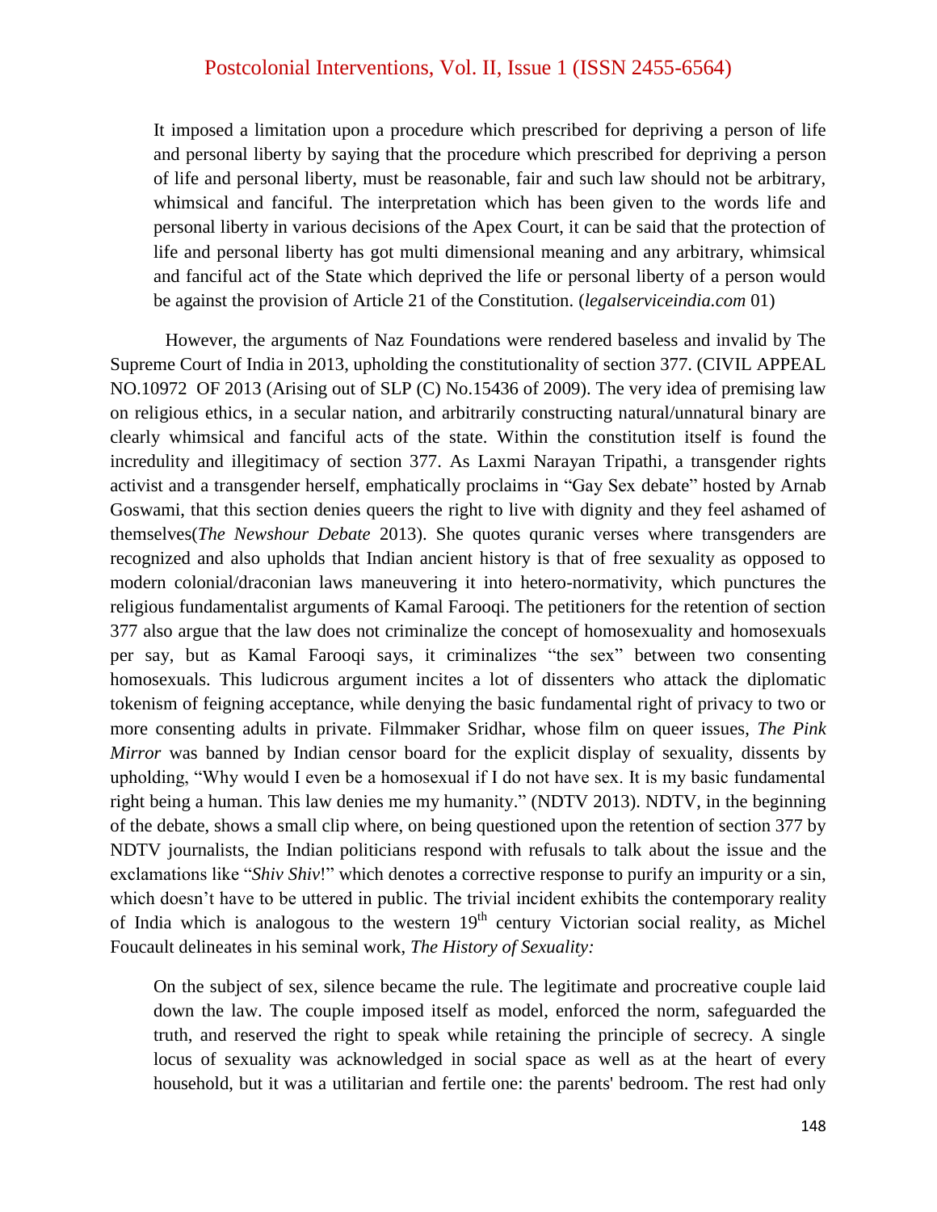> It imposed a limitation upon a procedure which prescribed for depriving a person of life and personal liberty by saying that the procedure which prescribed for depriving a person of life and personal liberty, must be reasonable, fair and such law should not be arbitrary, whimsical and fanciful. The interpretation which has been given to the words life and personal liberty in various decisions of the Apex Court, it can be said that the protection of life and personal liberty has got multi dimensional meaning and any arbitrary, whimsical and fanciful act of the State which deprived the life or personal liberty of a person would be against the provision of Article 21 of the Constitution. (*legalserviceindia.com* 01)

However, the arguments of Naz Foundations were rendered baseless and invalid by The Supreme Court of India in 2013, upholding the constitutionality of section 377. (CIVIL APPEAL NO.10972 OF 2013 (Arising out of SLP (C) No.15436 of 2009). The very idea of premising law on religious ethics, in a secular nation, and arbitrarily constructing natural/unnatural binary are clearly whimsical and fanciful acts of the state. Within the constitution itself is found the incredulity and illegitimacy of section 377. As Laxmi Narayan Tripathi, a transgender rights activist and a transgender herself, emphatically proclaims in "Gay Sex debate" hosted by Arnab Goswami, that this section denies queers the right to live with dignity and they feel ashamed of themselves(*The Newshour Debate* 2013). She quotes quranic verses where transgenders are recognized and also upholds that Indian ancient history is that of free sexuality as opposed to modern colonial/draconian laws maneuvering it into hetero-normativity, which punctures the religious fundamentalist arguments of Kamal Farooqi. The petitioners for the retention of section 377 also argue that the law does not criminalize the concept of homosexuality and homosexuals per say, but as Kamal Farooqi says, it criminalizes "the sex" between two consenting homosexuals. This ludicrous argument incites a lot of dissenters who attack the diplomatic tokenism of feigning acceptance, while denying the basic fundamental right of privacy to two or more consenting adults in private. Filmmaker Sridhar, whose film on queer issues, *The Pink Mirror* was banned by Indian censor board for the explicit display of sexuality, dissents by upholding, "Why would I even be a homosexual if I do not have sex. It is my basic fundamental right being a human. This law denies me my humanity." (NDTV 2013). NDTV, in the beginning of the debate, shows a small clip where, on being questioned upon the retention of section 377 by NDTV journalists, the Indian politicians respond with refusals to talk about the issue and the exclamations like "*Shiv Shiv*!" which denotes a corrective response to purify an impurity or a sin, which doesn't have to be uttered in public. The trivial incident exhibits the contemporary reality of India which is analogous to the western 19th century Victorian social reality, as Michel Foucault delineates in his seminal work, *The History of Sexuality:*

> On the subject of sex, silence became the rule. The legitimate and procreative couple laid down the law. The couple imposed itself as model, enforced the norm, safeguarded the truth, and reserved the right to speak while retaining the principle of secrecy. A single locus of sexuality was acknowledged in social space as well as at the heart of every household, but it was a utilitarian and fertile one: the parents' bedroom. The rest had only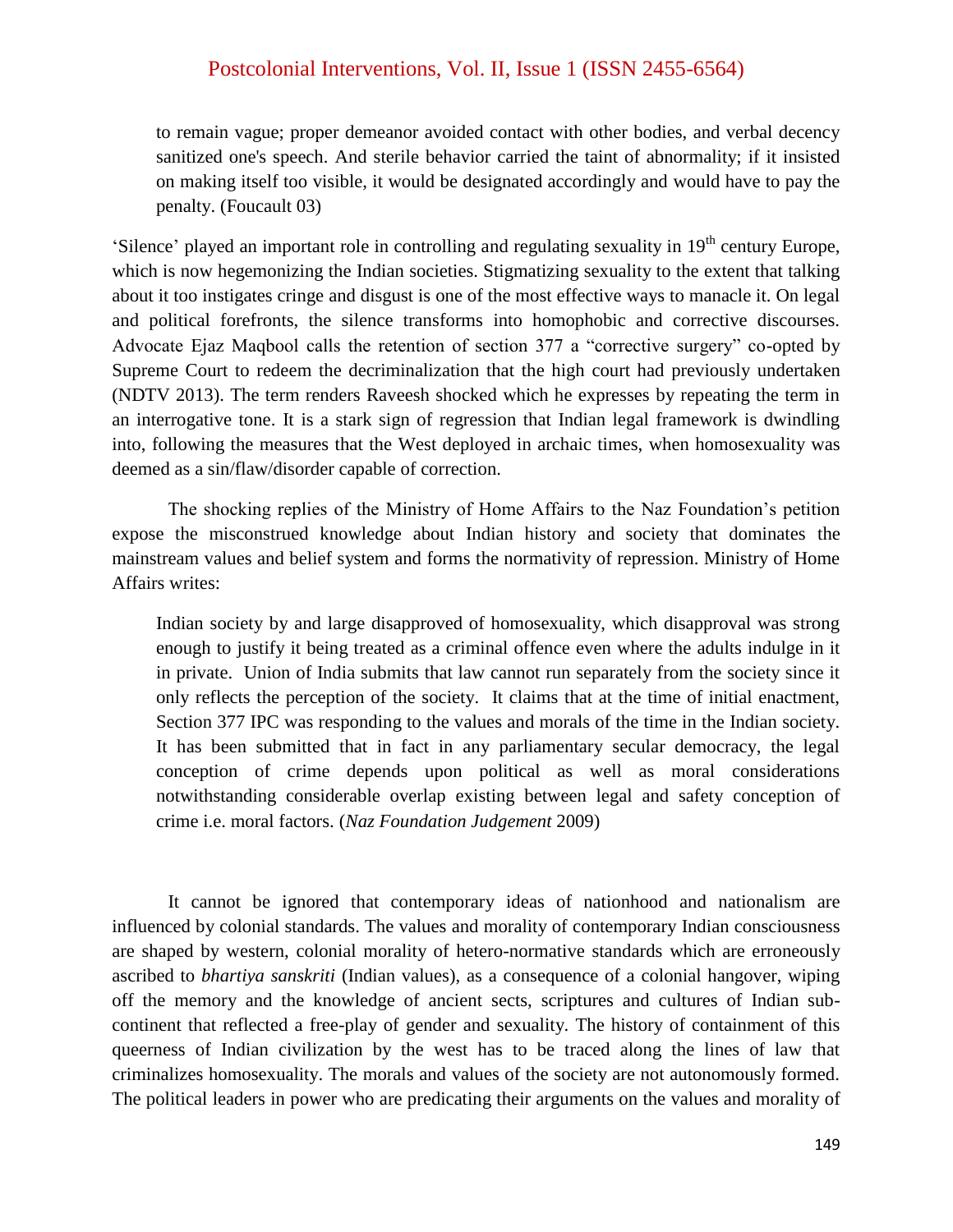> to remain vague; proper demeanor avoided contact with other bodies, and verbal decency sanitized one's speech. And sterile behavior carried the taint of abnormality; if it insisted on making itself too visible, it would be designated accordingly and would have to pay the penalty. (Foucault 03)

'Silence' played an important role in controlling and regulating sexuality in 19th century Europe, which is now hegemonizing the Indian societies. Stigmatizing sexuality to the extent that talking about it too instigates cringe and disgust is one of the most effective ways to manacle it. On legal and political forefronts, the silence transforms into homophobic and corrective discourses. Advocate Ejaz Maqbool calls the retention of section 377 a "corrective surgery" co-opted by Supreme Court to redeem the decriminalization that the high court had previously undertaken (NDTV 2013). The term renders Raveesh shocked which he expresses by repeating the term in an interrogative tone. It is a stark sign of regression that Indian legal framework is dwindling into, following the measures that the West deployed in archaic times, when homosexuality was deemed as a sin/flaw/disorder capable of correction.

The shocking replies of the Ministry of Home Affairs to the Naz Foundation's petition expose the misconstrued knowledge about Indian history and society that dominates the mainstream values and belief system and forms the normativity of repression. Ministry of Home Affairs writes:

> Indian society by and large disapproved of homosexuality, which disapproval was strong enough to justify it being treated as a criminal offence even where the adults indulge in it in private. Union of India submits that law cannot run separately from the society since it only reflects the perception of the society. It claims that at the time of initial enactment, Section 377 IPC was responding to the values and morals of the time in the Indian society. It has been submitted that in fact in any parliamentary secular democracy, the legal conception of crime depends upon political as well as moral considerations notwithstanding considerable overlap existing between legal and safety conception of crime i.e. moral factors. (*Naz Foundation Judgement* 2009)

It cannot be ignored that contemporary ideas of nationhood and nationalism are influenced by colonial standards. The values and morality of contemporary Indian consciousness are shaped by western, colonial morality of hetero-normative standards which are erroneously ascribed to *bhartiya sanskriti* (Indian values), as a consequence of a colonial hangover, wiping off the memory and the knowledge of ancient sects, scriptures and cultures of Indian sub-continent that reflected a free-play of gender and sexuality. The history of containment of this queerness of Indian civilization by the west has to be traced along the lines of law that criminalizes homosexuality. The morals and values of the society are not autonomously formed. The political leaders in power who are predicating their arguments on the values and morality of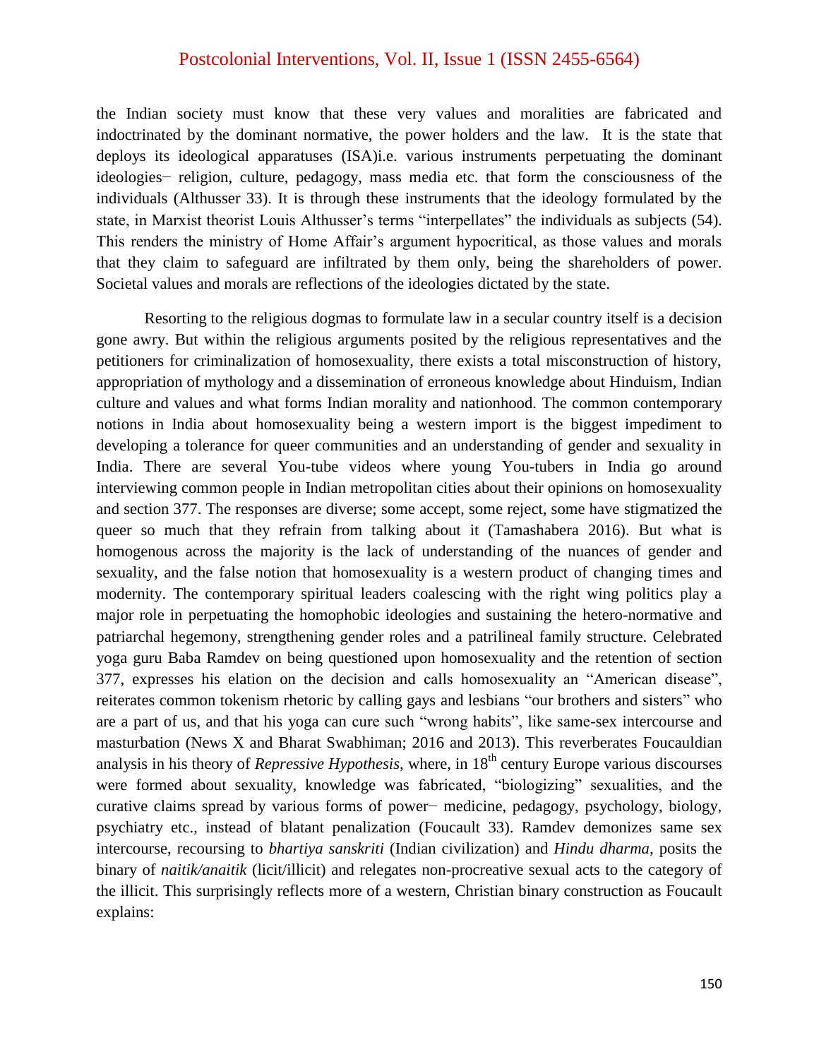the Indian society must know that these very values and moralities are fabricated and indoctrinated by the dominant normative, the power holders and the law. It is the state that deploys its ideological apparatuses (ISA)i.e. various instruments perpetuating the dominant ideologies− religion, culture, pedagogy, mass media etc. that form the consciousness of the individuals (Althusser 33). It is through these instruments that the ideology formulated by the state, in Marxist theorist Louis Althusser's terms "interpellates" the individuals as subjects (54). This renders the ministry of Home Affair's argument hypocritical, as those values and morals that they claim to safeguard are infiltrated by them only, being the shareholders of power. Societal values and morals are reflections of the ideologies dictated by the state.

Resorting to the religious dogmas to formulate law in a secular country itself is a decision gone awry. But within the religious arguments posited by the religious representatives and the petitioners for criminalization of homosexuality, there exists a total misconstruction of history, appropriation of mythology and a dissemination of erroneous knowledge about Hinduism, Indian culture and values and what forms Indian morality and nationhood. The common contemporary notions in India about homosexuality being a western import is the biggest impediment to developing a tolerance for queer communities and an understanding of gender and sexuality in India. There are several You-tube videos where young You-tubers in India go around interviewing common people in Indian metropolitan cities about their opinions on homosexuality and section 377. The responses are diverse; some accept, some reject, some have stigmatized the queer so much that they refrain from talking about it (Tamashabera 2016). But what is homogenous across the majority is the lack of understanding of the nuances of gender and sexuality, and the false notion that homosexuality is a western product of changing times and modernity. The contemporary spiritual leaders coalescing with the right wing politics play a major role in perpetuating the homophobic ideologies and sustaining the hetero-normative and patriarchal hegemony, strengthening gender roles and a patrilineal family structure. Celebrated yoga guru Baba Ramdev on being questioned upon homosexuality and the retention of section 377, expresses his elation on the decision and calls homosexuality an "American disease", reiterates common tokenism rhetoric by calling gays and lesbians "our brothers and sisters" who are a part of us, and that his yoga can cure such "wrong habits", like same-sex intercourse and masturbation (News X and Bharat Swabhiman; 2016 and 2013). This reverberates Foucauldian analysis in his theory of *Repressive Hypothesis*, where, in 18th century Europe various discourses were formed about sexuality, knowledge was fabricated, "biologizing" sexualities, and the curative claims spread by various forms of power− medicine, pedagogy, psychology, biology, psychiatry etc., instead of blatant penalization (Foucault 33). Ramdev demonizes same sex intercourse, recoursing to *bhartiya sanskriti* (Indian civilization) and *Hindu dharma*, posits the binary of *naitik/anaitik* (licit/illicit) and relegates non-procreative sexual acts to the category of the illicit. This surprisingly reflects more of a western, Christian binary construction as Foucault explains: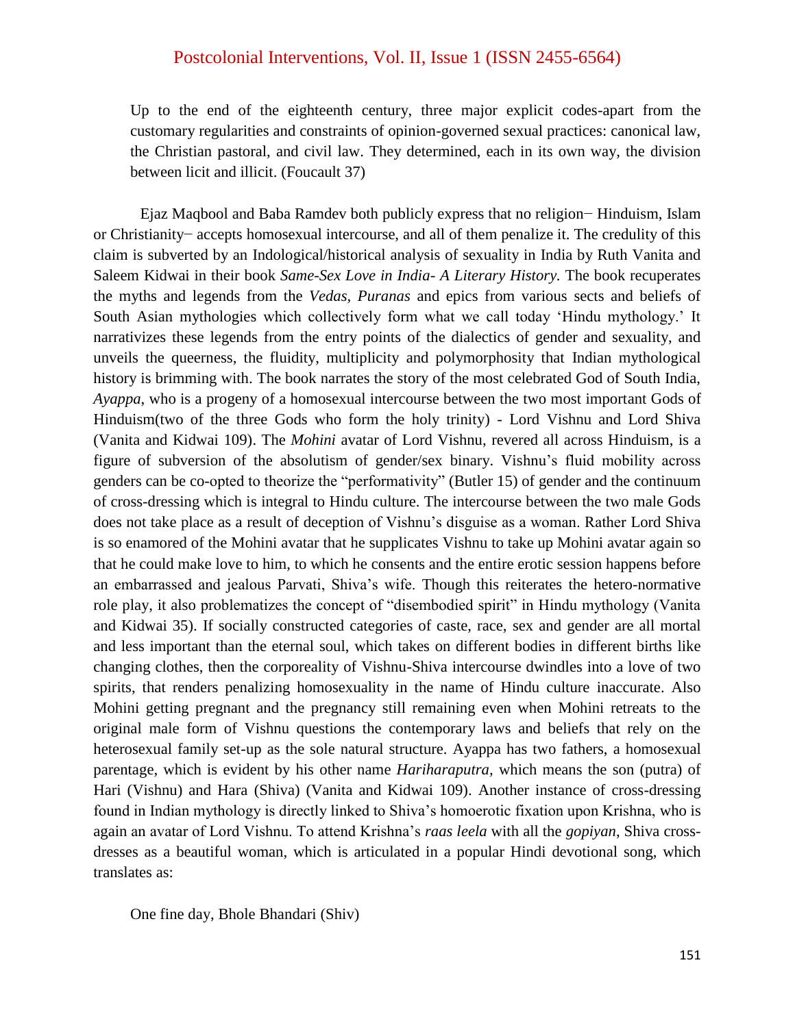> Up to the end of the eighteenth century, three major explicit codes-apart from the customary regularities and constraints of opinion-governed sexual practices: canonical law, the Christian pastoral, and civil law. They determined, each in its own way, the division between licit and illicit. (Foucault 37)

Ejaz Maqbool and Baba Ramdev both publicly express that no religion− Hinduism, Islam or Christianity− accepts homosexual intercourse, and all of them penalize it. The credulity of this claim is subverted by an Indological/historical analysis of sexuality in India by Ruth Vanita and Saleem Kidwai in their book *Same-Sex Love in India- A Literary History.* The book recuperates the myths and legends from the *Vedas*, *Puranas* and epics from various sects and beliefs of South Asian mythologies which collectively form what we call today 'Hindu mythology.' It narrativizes these legends from the entry points of the dialectics of gender and sexuality, and unveils the queerness, the fluidity, multiplicity and polymorphosity that Indian mythological history is brimming with. The book narrates the story of the most celebrated God of South India, *Ayappa*, who is a progeny of a homosexual intercourse between the two most important Gods of Hinduism(two of the three Gods who form the holy trinity) - Lord Vishnu and Lord Shiva (Vanita and Kidwai 109). The *Mohini* avatar of Lord Vishnu, revered all across Hinduism, is a figure of subversion of the absolutism of gender/sex binary. Vishnu's fluid mobility across genders can be co-opted to theorize the "performativity" (Butler 15) of gender and the continuum of cross-dressing which is integral to Hindu culture. The intercourse between the two male Gods does not take place as a result of deception of Vishnu's disguise as a woman. Rather Lord Shiva is so enamored of the Mohini avatar that he supplicates Vishnu to take up Mohini avatar again so that he could make love to him, to which he consents and the entire erotic session happens before an embarrassed and jealous Parvati, Shiva's wife. Though this reiterates the hetero-normative role play, it also problematizes the concept of "disembodied spirit" in Hindu mythology (Vanita and Kidwai 35). If socially constructed categories of caste, race, sex and gender are all mortal and less important than the eternal soul, which takes on different bodies in different births like changing clothes, then the corporeality of Vishnu-Shiva intercourse dwindles into a love of two spirits, that renders penalizing homosexuality in the name of Hindu culture inaccurate. Also Mohini getting pregnant and the pregnancy still remaining even when Mohini retreats to the original male form of Vishnu questions the contemporary laws and beliefs that rely on the heterosexual family set-up as the sole natural structure. Ayappa has two fathers, a homosexual parentage, which is evident by his other name *Hariharaputra,* which means the son (putra) of Hari (Vishnu) and Hara (Shiva) (Vanita and Kidwai 109). Another instance of cross-dressing found in Indian mythology is directly linked to Shiva's homoerotic fixation upon Krishna, who is again an avatar of Lord Vishnu. To attend Krishna's *raas leela* with all the *gopiyan*, Shiva cross-dresses as a beautiful woman, which is articulated in a popular Hindi devotional song, which translates as:

> One fine day, Bhole Bhandari (Shiv)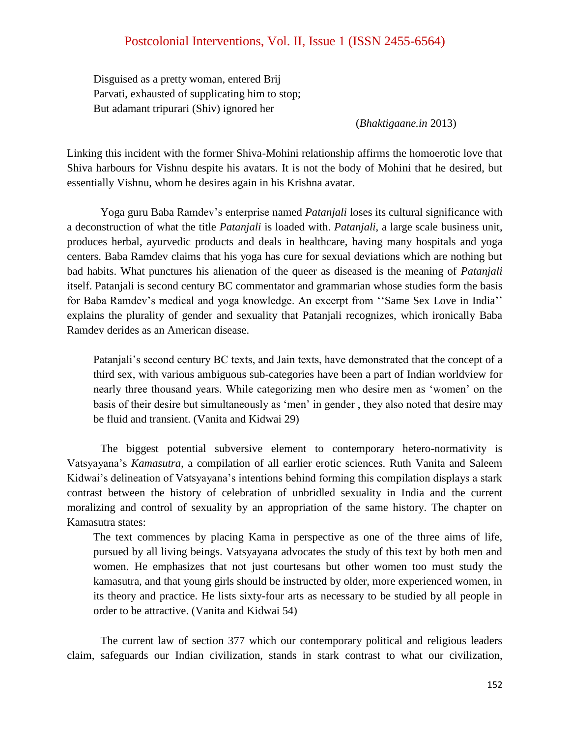Disguised as a pretty woman, entered Brij
Parvati, exhausted of supplicating him to stop;
But adamant tripurari (Shiv) ignored her

(*Bhaktigaane.in* 2013)

Linking this incident with the former Shiva-Mohini relationship affirms the homoerotic love that Shiva harbours for Vishnu despite his avatars. It is not the body of Mohini that he desired, but essentially Vishnu, whom he desires again in his Krishna avatar.

Yoga guru Baba Ramdev's enterprise named *Patanjali* loses its cultural significance with a deconstruction of what the title *Patanjali* is loaded with. *Patanjali*, a large scale business unit, produces herbal, ayurvedic products and deals in healthcare, having many hospitals and yoga centers. Baba Ramdev claims that his yoga has cure for sexual deviations which are nothing but bad habits. What punctures his alienation of the queer as diseased is the meaning of *Patanjali* itself. Patanjali is second century BC commentator and grammarian whose studies form the basis for Baba Ramdev's medical and yoga knowledge. An excerpt from ''Same Sex Love in India'' explains the plurality of gender and sexuality that Patanjali recognizes, which ironically Baba Ramdev derides as an American disease.

> Patanjali's second century BC texts, and Jain texts, have demonstrated that the concept of a third sex, with various ambiguous sub-categories have been a part of Indian worldview for nearly three thousand years. While categorizing men who desire men as 'women' on the basis of their desire but simultaneously as 'men' in gender , they also noted that desire may be fluid and transient. (Vanita and Kidwai 29)

The biggest potential subversive element to contemporary hetero-normativity is Vatsyayana's *Kamasutra,* a compilation of all earlier erotic sciences. Ruth Vanita and Saleem Kidwai's delineation of Vatsyayana's intentions behind forming this compilation displays a stark contrast between the history of celebration of unbridled sexuality in India and the current moralizing and control of sexuality by an appropriation of the same history. The chapter on Kamasutra states:

> The text commences by placing Kama in perspective as one of the three aims of life, pursued by all living beings. Vatsyayana advocates the study of this text by both men and women. He emphasizes that not just courtesans but other women too must study the kamasutra, and that young girls should be instructed by older, more experienced women, in its theory and practice. He lists sixty-four arts as necessary to be studied by all people in order to be attractive. (Vanita and Kidwai 54)

The current law of section 377 which our contemporary political and religious leaders claim, safeguards our Indian civilization, stands in stark contrast to what our civilization,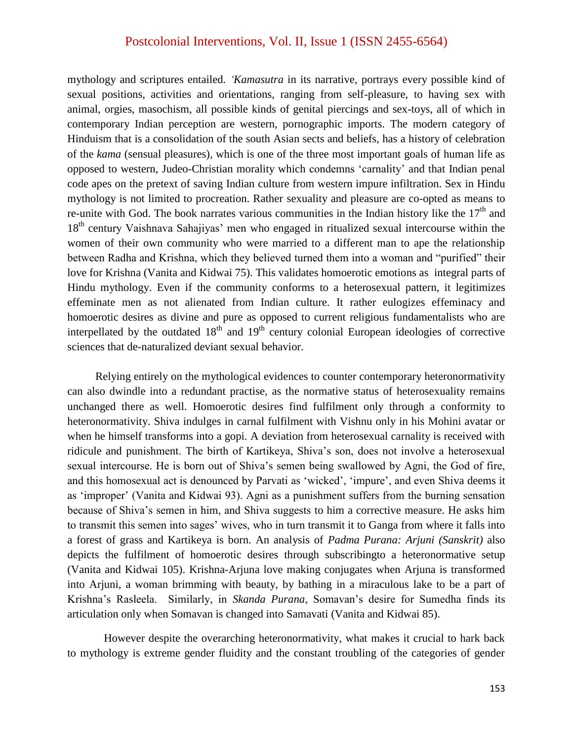mythology and scriptures entailed. *'Kamasutra* in its narrative, portrays every possible kind of sexual positions, activities and orientations, ranging from self-pleasure, to having sex with animal, orgies, masochism, all possible kinds of genital piercings and sex-toys, all of which in contemporary Indian perception are western, pornographic imports. The modern category of Hinduism that is a consolidation of the south Asian sects and beliefs, has a history of celebration of the *kama* (sensual pleasures), which is one of the three most important goals of human life as opposed to western, Judeo-Christian morality which condemns 'carnality' and that Indian penal code apes on the pretext of saving Indian culture from western impure infiltration. Sex in Hindu mythology is not limited to procreation. Rather sexuality and pleasure are co-opted as means to re-unite with God. The book narrates various communities in the Indian history like the 17th and 18th century Vaishnava Sahajiyas' men who engaged in ritualized sexual intercourse within the women of their own community who were married to a different man to ape the relationship between Radha and Krishna, which they believed turned them into a woman and "purified" their love for Krishna (Vanita and Kidwai 75). This validates homoerotic emotions as integral parts of Hindu mythology. Even if the community conforms to a heterosexual pattern, it legitimizes effeminate men as not alienated from Indian culture. It rather eulogizes effeminacy and homoerotic desires as divine and pure as opposed to current religious fundamentalists who are interpellated by the outdated 18th and 19th century colonial European ideologies of corrective sciences that de-naturalized deviant sexual behavior.

Relying entirely on the mythological evidences to counter contemporary heteronormativity can also dwindle into a redundant practise, as the normative status of heterosexuality remains unchanged there as well. Homoerotic desires find fulfilment only through a conformity to heteronormativity. Shiva indulges in carnal fulfilment with Vishnu only in his Mohini avatar or when he himself transforms into a gopi. A deviation from heterosexual carnality is received with ridicule and punishment. The birth of Kartikeya, Shiva's son, does not involve a heterosexual sexual intercourse. He is born out of Shiva's semen being swallowed by Agni, the God of fire, and this homosexual act is denounced by Parvati as 'wicked', 'impure', and even Shiva deems it as 'improper' (Vanita and Kidwai 93). Agni as a punishment suffers from the burning sensation because of Shiva's semen in him, and Shiva suggests to him a corrective measure. He asks him to transmit this semen into sages' wives, who in turn transmit it to Ganga from where it falls into a forest of grass and Kartikeya is born. An analysis of *Padma Purana: Arjuni (Sanskrit)* also depicts the fulfilment of homoerotic desires through subscribingto a heteronormative setup (Vanita and Kidwai 105). Krishna-Arjuna love making conjugates when Arjuna is transformed into Arjuni, a woman brimming with beauty, by bathing in a miraculous lake to be a part of Krishna's Rasleela. Similarly, in *Skanda Purana*, Somavan's desire for Sumedha finds its articulation only when Somavan is changed into Samavati (Vanita and Kidwai 85).

However despite the overarching heteronormativity, what makes it crucial to hark back to mythology is extreme gender fluidity and the constant troubling of the categories of gender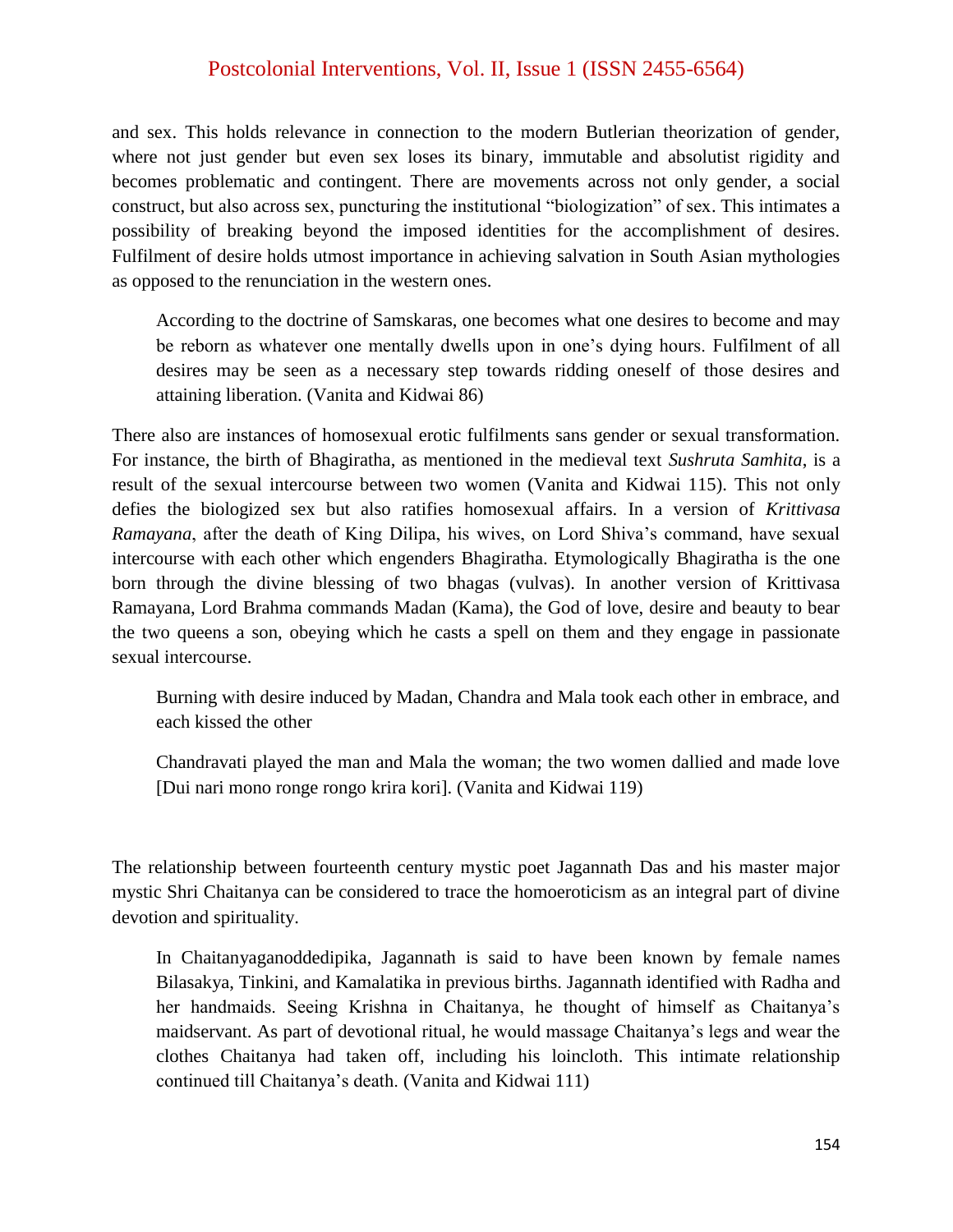and sex. This holds relevance in connection to the modern Butlerian theorization of gender, where not just gender but even sex loses its binary, immutable and absolutist rigidity and becomes problematic and contingent. There are movements across not only gender, a social construct, but also across sex, puncturing the institutional "biologization" of sex. This intimates a possibility of breaking beyond the imposed identities for the accomplishment of desires. Fulfilment of desire holds utmost importance in achieving salvation in South Asian mythologies as opposed to the renunciation in the western ones.

> According to the doctrine of Samskaras, one becomes what one desires to become and may be reborn as whatever one mentally dwells upon in one's dying hours. Fulfilment of all desires may be seen as a necessary step towards ridding oneself of those desires and attaining liberation. (Vanita and Kidwai 86)

There also are instances of homosexual erotic fulfilments sans gender or sexual transformation. For instance, the birth of Bhagiratha, as mentioned in the medieval text *Sushruta Samhita*, is a result of the sexual intercourse between two women (Vanita and Kidwai 115). This not only defies the biologized sex but also ratifies homosexual affairs. In a version of *Krittivasa Ramayana*, after the death of King Dilipa, his wives, on Lord Shiva's command, have sexual intercourse with each other which engenders Bhagiratha. Etymologically Bhagiratha is the one born through the divine blessing of two bhagas (vulvas). In another version of Krittivasa Ramayana, Lord Brahma commands Madan (Kama), the God of love, desire and beauty to bear the two queens a son, obeying which he casts a spell on them and they engage in passionate sexual intercourse.

> Burning with desire induced by Madan, Chandra and Mala took each other in embrace, and each kissed the other
>
> Chandravati played the man and Mala the woman; the two women dallied and made love [Dui nari mono ronge rongo krira kori]. (Vanita and Kidwai 119)

The relationship between fourteenth century mystic poet Jagannath Das and his master major mystic Shri Chaitanya can be considered to trace the homoeroticism as an integral part of divine devotion and spirituality.

> In Chaitanyaganoddedipika, Jagannath is said to have been known by female names Bilasakya, Tinkini, and Kamalatika in previous births. Jagannath identified with Radha and her handmaids. Seeing Krishna in Chaitanya, he thought of himself as Chaitanya's maidservant. As part of devotional ritual, he would massage Chaitanya's legs and wear the clothes Chaitanya had taken off, including his loincloth. This intimate relationship continued till Chaitanya's death. (Vanita and Kidwai 111)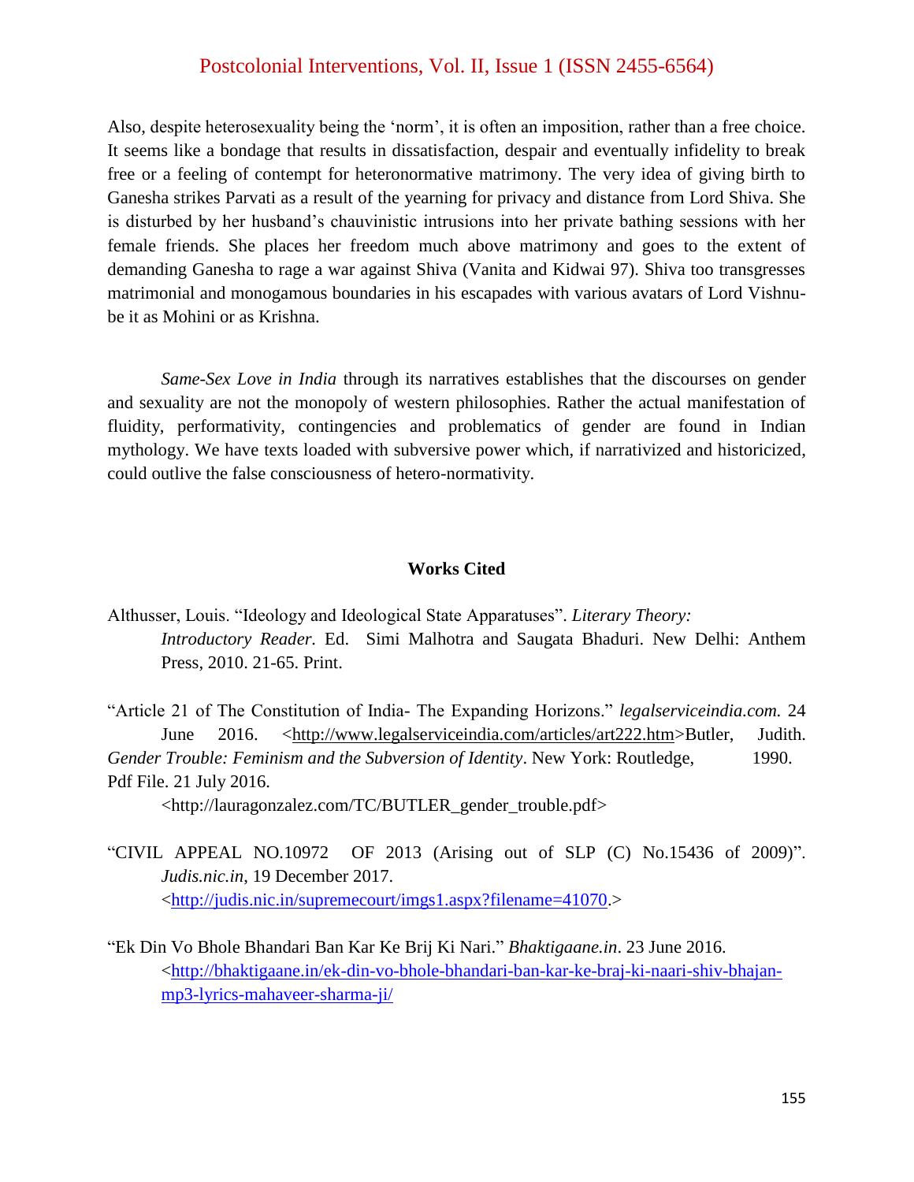Also, despite heterosexuality being the 'norm', it is often an imposition, rather than a free choice. It seems like a bondage that results in dissatisfaction, despair and eventually infidelity to break free or a feeling of contempt for heteronormative matrimony. The very idea of giving birth to Ganesha strikes Parvati as a result of the yearning for privacy and distance from Lord Shiva. She is disturbed by her husband's chauvinistic intrusions into her private bathing sessions with her female friends. She places her freedom much above matrimony and goes to the extent of demanding Ganesha to rage a war against Shiva (Vanita and Kidwai 97). Shiva too transgresses matrimonial and monogamous boundaries in his escapades with various avatars of Lord Vishnu- be it as Mohini or as Krishna.

*Same-Sex Love in India* through its narratives establishes that the discourses on gender and sexuality are not the monopoly of western philosophies. Rather the actual manifestation of fluidity, performativity, contingencies and problematics of gender are found in Indian mythology. We have texts loaded with subversive power which, if narrativized and historicized, could outlive the false consciousness of hetero-normativity.

**Works Cited**

Althusser, Louis. "Ideology and Ideological State Apparatuses". *Literary Theory: Introductory Reader.* Ed. Simi Malhotra and Saugata Bhaduri. New Delhi: Anthem Press, 2010. 21-65. Print.

"Article 21 of The Constitution of India- The Expanding Horizons." *legalserviceindia.com.* 24 June 2016. <http://www.legalserviceindia.com/articles/art222.htm>Butler, Judith. *Gender Trouble: Feminism and the Subversion of Identity*. New York: Routledge, 1990. Pdf File. 21 July 2016. <http://lauragonzalez.com/TC/BUTLER_gender_trouble.pdf>

"CIVIL APPEAL NO.10972 OF 2013 (Arising out of SLP (C) No.15436 of 2009)". *Judis.nic.in*, 19 December 2017. <http://judis.nic.in/supremecourt/imgs1.aspx?filename=41070.>

"Ek Din Vo Bhole Bhandari Ban Kar Ke Brij Ki Nari." *Bhaktigaane.in*. 23 June 2016. <http://bhaktigaane.in/ek-din-vo-bhole-bhandari-ban-kar-ke-braj-ki-naari-shiv-bhajan-mp3-lyrics-mahaveer-sharma-ji/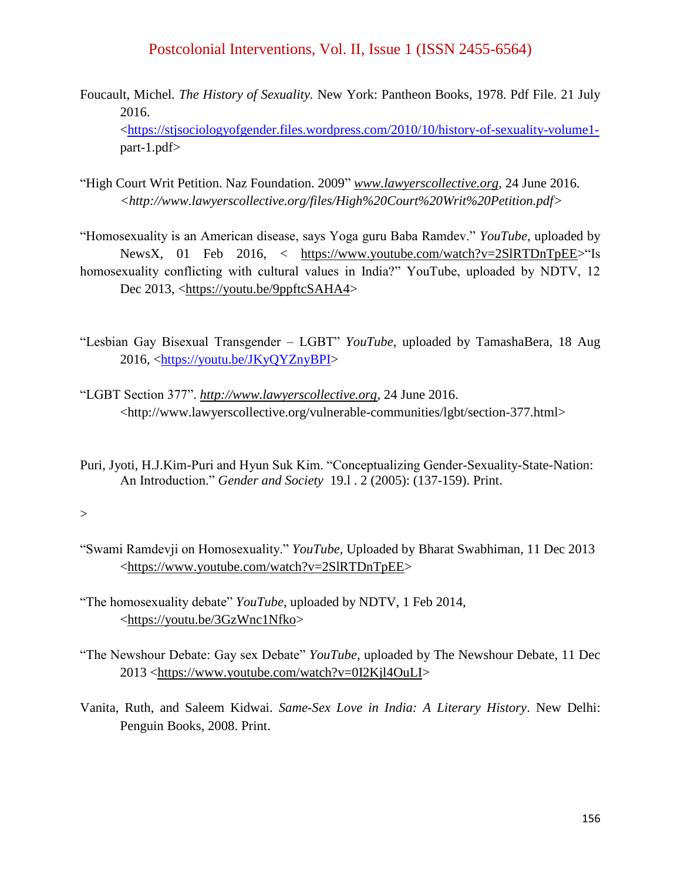Foucault, Michel. *The History of Sexuality.* New York: Pantheon Books, 1978. Pdf File. 21 July 2016. <https://stjsociologyofgender.files.wordpress.com/2010/10/history-of-sexuality-volume1-part-1.pdf>

"High Court Writ Petition. Naz Foundation. 2009" *www.lawyerscollective.org*, 24 June 2016. *<http://www.lawyerscollective.org/files/High%20Court%20Writ%20Petition.pdf>*

"Homosexuality is an American disease, says Yoga guru Baba Ramdev." *YouTube*, uploaded by NewsX, 01 Feb 2016, < https://www.youtube.com/watch?v=2SlRTDnTpEE>"Is homosexuality conflicting with cultural values in India?" YouTube, uploaded by NDTV, 12 Dec 2013, <https://youtu.be/9ppftcSAHA4>

"Lesbian Gay Bisexual Transgender – LGBT" *YouTube*, uploaded by TamashaBera, 18 Aug 2016, <https://youtu.be/JKyQYZnyBPI>

"LGBT Section 377". *http://www.lawyerscollective.org*, 24 June 2016. <http://www.lawyerscollective.org/vulnerable-communities/lgbt/section-377.html>

Puri, Jyoti, H.J.Kim-Puri and Hyun Suk Kim. "Conceptualizing Gender-Sexuality-State-Nation: An Introduction." *Gender and Society* 19.l . 2 (2005): (137-159). Print.

>

"Swami Ramdevji on Homosexuality." *YouTube*, Uploaded by Bharat Swabhiman, 11 Dec 2013 <https://www.youtube.com/watch?v=2SlRTDnTpEE>

"The homosexuality debate" *YouTube*, uploaded by NDTV, 1 Feb 2014, <https://youtu.be/3GzWnc1Nfko>

"The Newshour Debate: Gay sex Debate" *YouTube*, uploaded by The Newshour Debate, 11 Dec 2013 <https://www.youtube.com/watch?v=0I2Kjl4OuLI>

Vanita, Ruth, and Saleem Kidwai. *Same-Sex Love in India: A Literary History*. New Delhi: Penguin Books, 2008. Print.